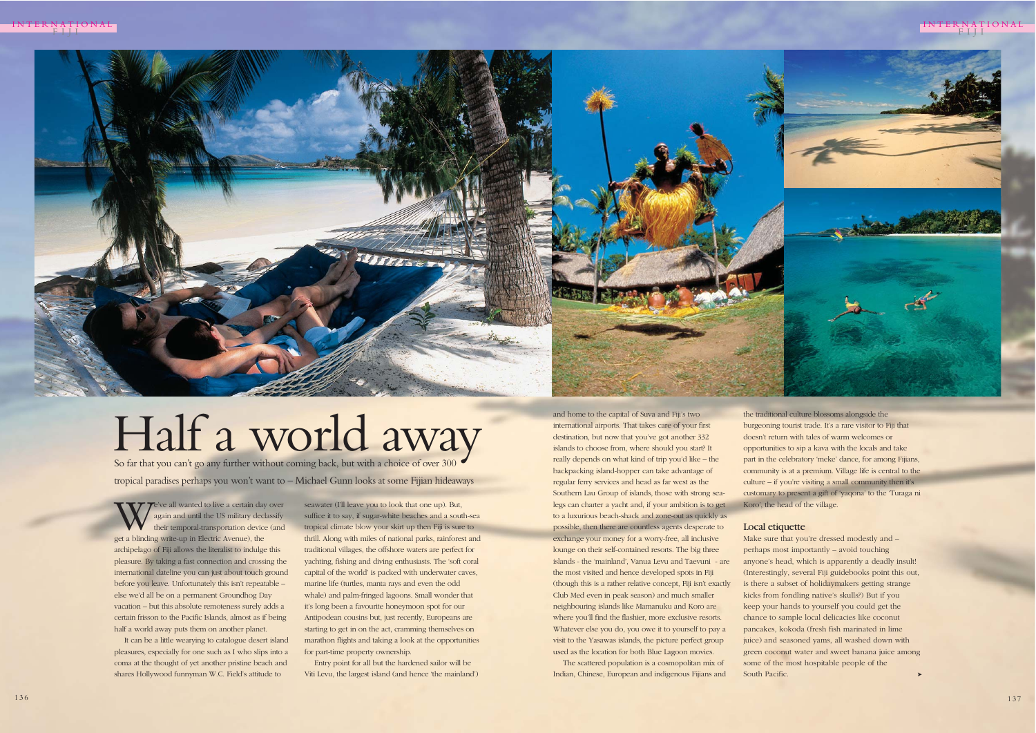# Half a world away

So far that you can't go any further without coming back, but with a choice of over 300 tropical paradises perhaps you won't want to – Michael Gunn looks at some Fijian hideaways

We've all wanted to live a certain day over again and until the US military declassify their temporal-transportation device (and get a blinding write-up in Electric Avenue), the archipelago of Fiji allows the literalist to indulge this pleasure. By taking a fast connection and crossing the international dateline you can just about touch ground before you leave. Unfortunately this isn't repeatable – else we'd all be on a permanent Groundhog Day vacation – but this absolute remoteness surely adds a certain frisson to the Pacific Islands, almost as if being half a world away puts them on another planet.

It can be a little wearying to catalogue desert island pleasures, especially for one such as I who slips into a coma at the thought of yet another pristine beach and shares Hollywood funnyman W.C. Field's attitude to seawater (I'll leave you to look that one up). But, suffice it to say, if sugar-white beaches and a south-sea tropical climate blow your skirt up then Fiji is sure to thrill. Along with miles of national parks, rainforest and traditional villages, the offshore waters are perfect for yachting, fishing and diving enthusiasts. The 'soft coral capital of the world' is packed with underwater caves, marine life (turtles, manta rays and even the odd whale) and palm-fringed lagoons. Small wonder that it's long been a favourite honeymoon spot for our Antipodean cousins but, just recently, Europeans are starting to get in on the act, cramming themselves on marathon flights and taking a look at the opportunities for part-time property ownership.

Entry point for all but the hardened sailor will be Viti Levu, the largest island (and hence 'the mainland') and home to the capital of Suva and Fiji's two international airports. That takes care of your first destination, but now that you've got another 332 islands to choose from, where should you start? It really depends on what kind of trip you'd like – the backpacking island-hopper can take advantage of regular ferry services and head as far west as the Southern Lau Group of islands, those with strong sea-legs can charter a yacht and, if your ambition is to get to a luxurious beach-shack and zone-out as quickly as possible, then there are countless agents desperate to exchange your money for a worry-free, all inclusive lounge on their self-contained resorts. The big three islands - the 'mainland', Vanua Levu and Taevuni - are the most visited and hence developed spots in Fiji (though this is a rather relative concept, Fiji isn't exactly Club Med even in peak season) and much smaller neighbouring islands like Mamanuku and Koro are where you'll find the flashier, more exclusive resorts. Whatever else you do, you owe it to yourself to pay a visit to the Yasawas islands, the picture perfect group used as the location for both Blue Lagoon movies.

The scattered population is a cosmopolitan mix of Indian, Chinese, European and indigenous Fijians and the traditional culture blossoms alongside the burgeoning tourist trade. It's a rare visitor to Fiji that doesn't return with tales of warm welcomes or opportunities to sip a kava with the locals and take part in the celebratory 'meke' dance, for among Fijians, community is at a premium. Village life is central to the culture – if you're visiting a small community then it's customary to present a gift of 'yaqona' to the 'Turaga ni Koro', the head of the village.

## Local etiquette

Make sure that you're dressed modestly and – perhaps most importantly – avoid touching anyone's head, which is apparently a deadly insult! (Interestingly, several Fiji guidebooks point this out, is there a subset of holidaymakers getting strange kicks from fondling native's skulls?) But if you keep your hands to yourself you could get the chance to sample local delicacies like coconut pancakes, kokoda (fresh fish marinated in lime juice) and seasoned yams, all washed down with green coconut water and sweet banana juice among some of the most hospitable people of the South Pacific.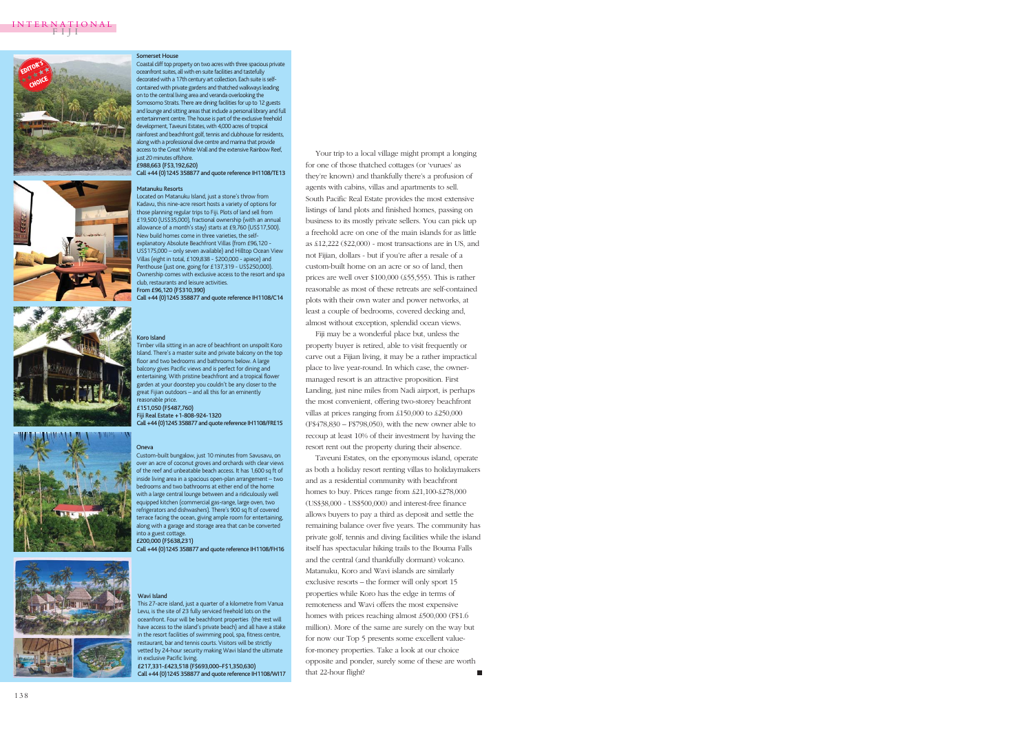### Somerset House

Coastal cliff top property on two acres with three spacious private oceanfront suites, all with en suite facilities and tastefully decorated with a 17th century art collection. Each suite is self-contained with private gardens and thatched walkways leading on to the central living area and veranda overlooking the Somosomo Straits. There are dining facilities for up to 12 guests and lounge and sitting areas that include a personal library and full entertainment centre. The house is part of the exclusive freehold development, Taveuni Estates, with 4,000 acres of tropical rainforest and beachfront golf, tennis and clubhouse for residents, along with a professional dive centre and marina that provide access to the Great White Wall and the extensive Rainbow Reef, just 20 minutes offshore.

**£988,663 (F$3,192,620)**

**Call +44 (0)1245 358877 and quote reference IH1108/TE13**

### Matanuku Resorts

Located on Matanuku Island, just a stone's throw from Kadavu, this nine-acre resort hosts a variety of options for those planning regular trips to Fiji. Plots of land sell from £19,500 (US$35,000), fractional ownership (with an annual allowance of a month's stay) starts at £9,760 (US$17,500). New build homes come in three varieties, the self-explanatory Absolute Beachfront Villas (from £96,120 - US$175,000 – only seven available) and Hilltop Ocean View Villas (eight in total, £109,838 - $200,000 - apiece) and Penthouse (just one, going for £137,319 - US$250,000). Ownership comes with exclusive access to the resort and spa club, restaurants and leisure activities.

**From £96,120 (F$310,390)**

**Call +44 (0)1245 358877 and quote reference IH1108/C14**

### Koro Island

Timber villa sitting in an acre of beachfront on unspoilt Koro Island. There's a master suite and private balcony on the top floor and two bedrooms and bathrooms below. A large balcony gives Pacific views and is perfect for dining and entertaining. With pristine beachfront and a tropical flower garden at your doorstep you couldn't be any closer to the great Fijian outdoors – and all this for an eminently reasonable price.

**£151,050 (F$487,760)**

**Fiji Real Estate +1-808-924-1320**

**Call +44 (0)1245 358877 and quote reference IH1108/FRE15**

### Oneva

Custom-built bungalow, just 10 minutes from Savusavu, on over an acre of coconut groves and orchards with clear views of the reef and unbeatable beach access. It has 1,600 sq ft of inside living area in a spacious open-plan arrangement – two bedrooms and two bathrooms at either end of the home with a large central lounge between and a ridiculously well equipped kitchen (commercial gas-range, large oven, two refrigerators and dishwashers). There's 900 sq ft of covered terrace facing the ocean, giving ample room for entertaining, along with a garage and storage area that can be converted into a guest cottage.

**£200,000 (F$638,231)**

**Call +44 (0)1245 358877 and quote reference IH1108/FH16**

### Wavi Island

This 27-acre island, just a quarter of a kilometre from Vanua Levu, is the site of 23 fully serviced freehold lots on the oceanfront. Four will be beachfront properties (the rest will have access to the island's private beach) and all have a stake in the resort facilities of swimming pool, spa, fitness centre, restaurant, bar and tennis courts. Visitors will be strictly vetted by 24-hour security making Wavi Island the ultimate in exclusive Pacific living.

**£217,331-£423,518 (F$693,000–F$1,350,630)**

**Call +44 (0)1245 358877 and quote reference IH1108/WI17**

Your trip to a local village might prompt a longing for one of those thatched cottages (or 'vurues' as they're known) and thankfully there's a profusion of agents with cabins, villas and apartments to sell. South Pacific Real Estate provides the most extensive listings of land plots and finished homes, passing on business to its mostly private sellers. You can pick up a freehold acre on one of the main islands for as little as £12,222 ($22,000) - most transactions are in US, and not Fijian, dollars - but if you're after a resale of a custom-built home on an acre or so of land, then prices are well over $100,000 (£55,555). This is rather reasonable as most of these retreats are self-contained plots with their own water and power networks, at least a couple of bedrooms, covered decking and, almost without exception, splendid ocean views.

Fiji may be a wonderful place but, unless the property buyer is retired, able to visit frequently or carve out a Fijian living, it may be a rather impractical place to live year-round. In which case, the owner-managed resort is an attractive proposition. First Landing, just nine miles from Nadi airport, is perhaps the most convenient, offering two-storey beachfront villas at prices ranging from £150,000 to £250,000 (F$478,830 – F$798,050), with the new owner able to recoup at least 10% of their investment by having the resort rent out the property during their absence.

Taveuni Estates, on the eponymous island, operate as both a holiday resort renting villas to holidaymakers and as a residential community with beachfront homes to buy. Prices range from £21,100-£278,000 (US$38,000 - US$500,000) and interest-free finance allows buyers to pay a third as deposit and settle the remaining balance over five years. The community has private golf, tennis and diving facilities while the island itself has spectacular hiking trails to the Bouma Falls and the central (and thankfully dormant) volcano. Matanuku, Koro and Wavi islands are similarly exclusive resorts – the former will only sport 15 properties while Koro has the edge in terms of remoteness and Wavi offers the most expensive homes with prices reaching almost £500,000 (F$1.6 million). More of the same are surely on the way but for now our Top 5 presents some excellent value-for-money properties. Take a look at our choice opposite and ponder, surely some of these are worth that 22-hour flight? ■